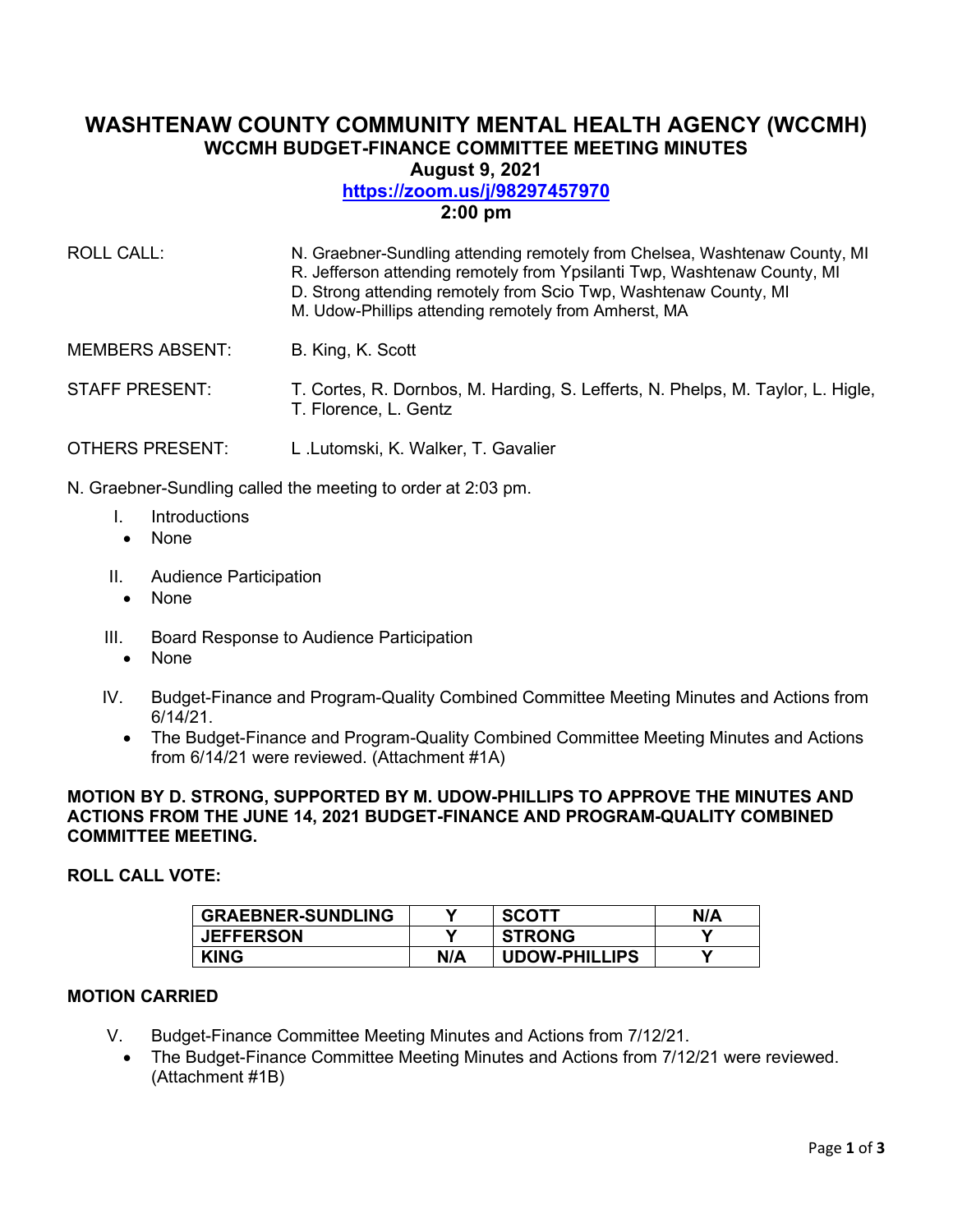# WASHTENAW COUNTY COMMUNITY MENTAL HEALTH AGENCY (WCCMH)

## WCCMH BUDGET-FINANCE COMMITTEE MEETING MINUTES

**August 9, 2021**

**[https://zoom.us/j/98297457970](https://zoom.us/j/98297457970)**

**2:00 pm**

ROLL CALL: N. Graebner-Sundling attending remotely from Chelsea, Washtenaw County, MI
R. Jefferson attending remotely from Ypsilanti Twp, Washtenaw County, MI
D. Strong attending remotely from Scio Twp, Washtenaw County, MI
M. Udow-Phillips attending remotely from Amherst, MA

MEMBERS ABSENT: B. King, K. Scott

STAFF PRESENT: T. Cortes, R. Dornbos, M. Harding, S. Lefferts, N. Phelps, M. Taylor, L. Higle, T. Florence, L. Gentz

OTHERS PRESENT: L .Lutomski, K. Walker, T. Gavalier

N. Graebner-Sundling called the meeting to order at 2:03 pm.

I. Introductions
- None

II. Audience Participation
- None

III. Board Response to Audience Participation
- None

IV. Budget-Finance and Program-Quality Combined Committee Meeting Minutes and Actions from 6/14/21.
- The Budget-Finance and Program-Quality Combined Committee Meeting Minutes and Actions from 6/14/21 were reviewed. (Attachment #1A)

**MOTION BY D. STRONG, SUPPORTED BY M. UDOW-PHILLIPS TO APPROVE THE MINUTES AND ACTIONS FROM THE JUNE 14, 2021 BUDGET-FINANCE AND PROGRAM-QUALITY COMBINED COMMITTEE MEETING.**

**ROLL CALL VOTE:**

| | | | |
|---|---|---|---|
| **GRAEBNER-SUNDLING** | Y | **SCOTT** | N/A |
| **JEFFERSON** | Y | **STRONG** | Y |
| **KING** | N/A | **UDOW-PHILLIPS** | Y |

**MOTION CARRIED**

V. Budget-Finance Committee Meeting Minutes and Actions from 7/12/21.
- The Budget-Finance Committee Meeting Minutes and Actions from 7/12/21 were reviewed. (Attachment #1B)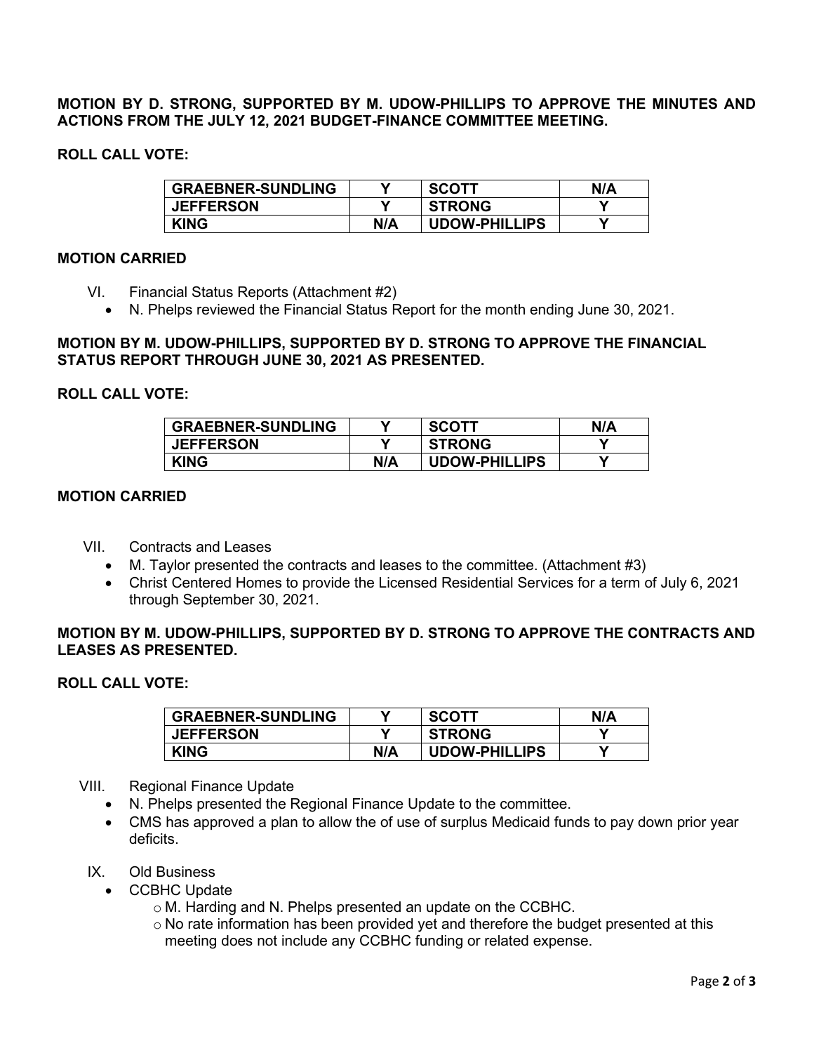**MOTION BY D. STRONG, SUPPORTED BY M. UDOW-PHILLIPS TO APPROVE THE MINUTES AND ACTIONS FROM THE JULY 12, 2021 BUDGET-FINANCE COMMITTEE MEETING.**

**ROLL CALL VOTE:**

| GRAEBNER-SUNDLING | Y | SCOTT | N/A |
|---|---|---|---|
| JEFFERSON | Y | STRONG | Y |
| KING | N/A | UDOW-PHILLIPS | Y |

**MOTION CARRIED**

VI. Financial Status Reports (Attachment #2)
- N. Phelps reviewed the Financial Status Report for the month ending June 30, 2021.

**MOTION BY M. UDOW-PHILLIPS, SUPPORTED BY D. STRONG TO APPROVE THE FINANCIAL STATUS REPORT THROUGH JUNE 30, 2021 AS PRESENTED.**

**ROLL CALL VOTE:**

| GRAEBNER-SUNDLING | Y | SCOTT | N/A |
|---|---|---|---|
| JEFFERSON | Y | STRONG | Y |
| KING | N/A | UDOW-PHILLIPS | Y |

**MOTION CARRIED**

VII. Contracts and Leases
- M. Taylor presented the contracts and leases to the committee. (Attachment #3)
- Christ Centered Homes to provide the Licensed Residential Services for a term of July 6, 2021 through September 30, 2021.

**MOTION BY M. UDOW-PHILLIPS, SUPPORTED BY D. STRONG TO APPROVE THE CONTRACTS AND LEASES AS PRESENTED.**

**ROLL CALL VOTE:**

| GRAEBNER-SUNDLING | Y | SCOTT | N/A |
|---|---|---|---|
| JEFFERSON | Y | STRONG | Y |
| KING | N/A | UDOW-PHILLIPS | Y |

VIII. Regional Finance Update
- N. Phelps presented the Regional Finance Update to the committee.
- CMS has approved a plan to allow the of use of surplus Medicaid funds to pay down prior year deficits.

IX. Old Business
- CCBHC Update
  - M. Harding and N. Phelps presented an update on the CCBHC.
  - No rate information has been provided yet and therefore the budget presented at this meeting does not include any CCBHC funding or related expense.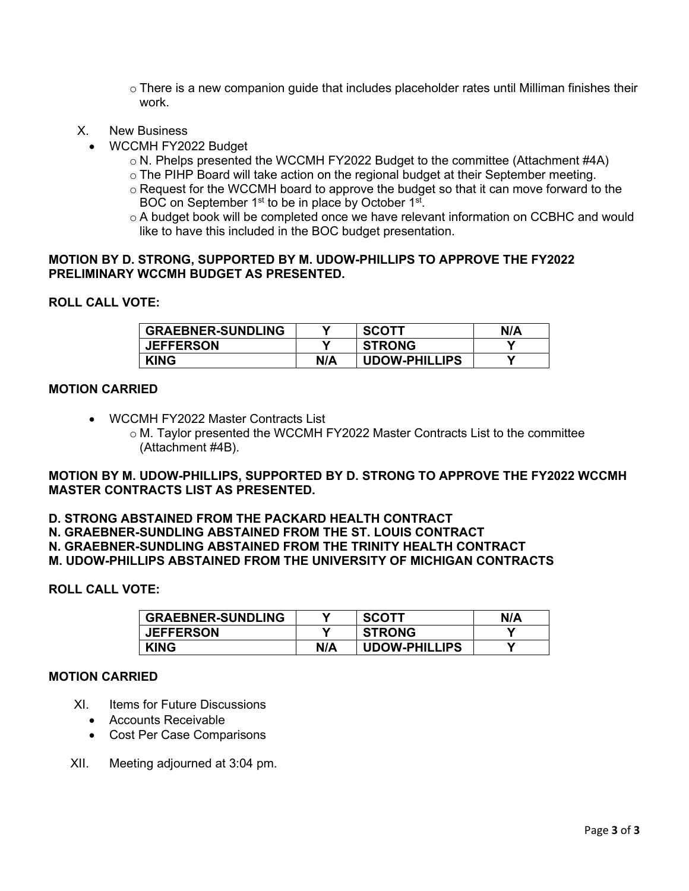- There is a new companion guide that includes placeholder rates until Milliman finishes their work.

X. New Business

- WCCMH FY2022 Budget
  - N. Phelps presented the WCCMH FY2022 Budget to the committee (Attachment #4A)
  - The PIHP Board will take action on the regional budget at their September meeting.
  - Request for the WCCMH board to approve the budget so that it can move forward to the BOC on September 1st to be in place by October 1st.
  - A budget book will be completed once we have relevant information on CCBHC and would like to have this included in the BOC budget presentation.

**MOTION BY D. STRONG, SUPPORTED BY M. UDOW-PHILLIPS TO APPROVE THE FY2022 PRELIMINARY WCCMH BUDGET AS PRESENTED.**

**ROLL CALL VOTE:**

| | | | |
|---|---|---|---|
| **GRAEBNER-SUNDLING** | **Y** | **SCOTT** | **N/A** |
| **JEFFERSON** | **Y** | **STRONG** | **Y** |
| **KING** | **N/A** | **UDOW-PHILLIPS** | **Y** |

**MOTION CARRIED**

- WCCMH FY2022 Master Contracts List
  - M. Taylor presented the WCCMH FY2022 Master Contracts List to the committee (Attachment #4B).

**MOTION BY M. UDOW-PHILLIPS, SUPPORTED BY D. STRONG TO APPROVE THE FY2022 WCCMH MASTER CONTRACTS LIST AS PRESENTED.**

**D. STRONG ABSTAINED FROM THE PACKARD HEALTH CONTRACT**
**N. GRAEBNER-SUNDLING ABSTAINED FROM THE ST. LOUIS CONTRACT**
**N. GRAEBNER-SUNDLING ABSTAINED FROM THE TRINITY HEALTH CONTRACT**
**M. UDOW-PHILLIPS ABSTAINED FROM THE UNIVERSITY OF MICHIGAN CONTRACTS**

**ROLL CALL VOTE:**

| | | | |
|---|---|---|---|
| **GRAEBNER-SUNDLING** | **Y** | **SCOTT** | **N/A** |
| **JEFFERSON** | **Y** | **STRONG** | **Y** |
| **KING** | **N/A** | **UDOW-PHILLIPS** | **Y** |

**MOTION CARRIED**

XI. Items for Future Discussions

- Accounts Receivable
- Cost Per Case Comparisons

XII. Meeting adjourned at 3:04 pm.